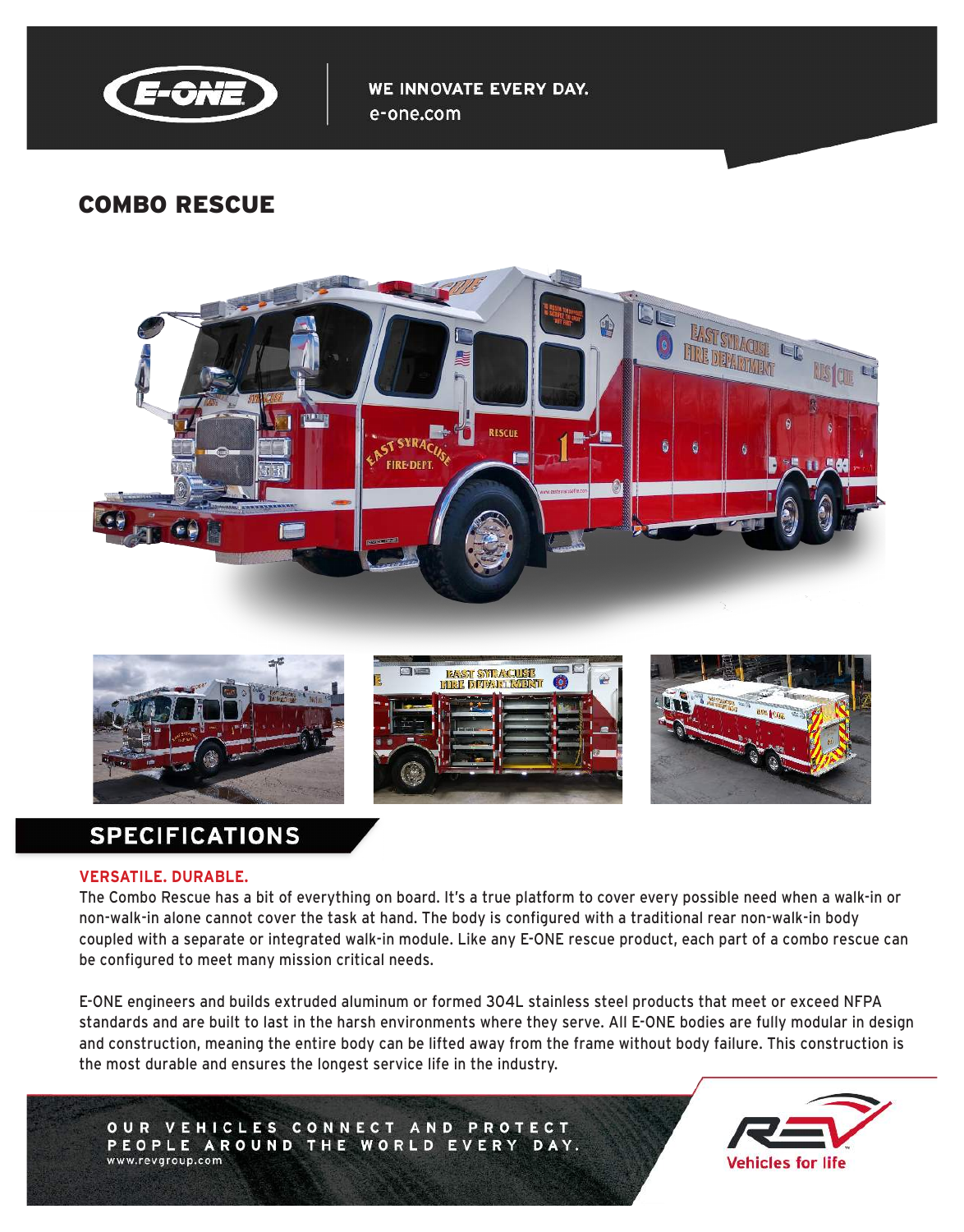WE INNOVATE EVERY DAY.
e-one.com

# COMBO RESCUE

## SPECIFICATIONS

**VERSATILE. DURABLE.**

The Combo Rescue has a bit of everything on board. It's a true platform to cover every possible need when a walk-in or non-walk-in alone cannot cover the task at hand. The body is configured with a traditional rear non-walk-in body coupled with a separate or integrated walk-in module. Like any E-ONE rescue product, each part of a combo rescue can be configured to meet many mission critical needs.

E-ONE engineers and builds extruded aluminum or formed 304L stainless steel products that meet or exceed NFPA standards and are built to last in the harsh environments where they serve. All E-ONE bodies are fully modular in design and construction, meaning the entire body can be lifted away from the frame without body failure. This construction is the most durable and ensures the longest service life in the industry.

OUR VEHICLES CONNECT AND PROTECT PEOPLE AROUND THE WORLD EVERY DAY.
www.revgroup.com

Vehicles for life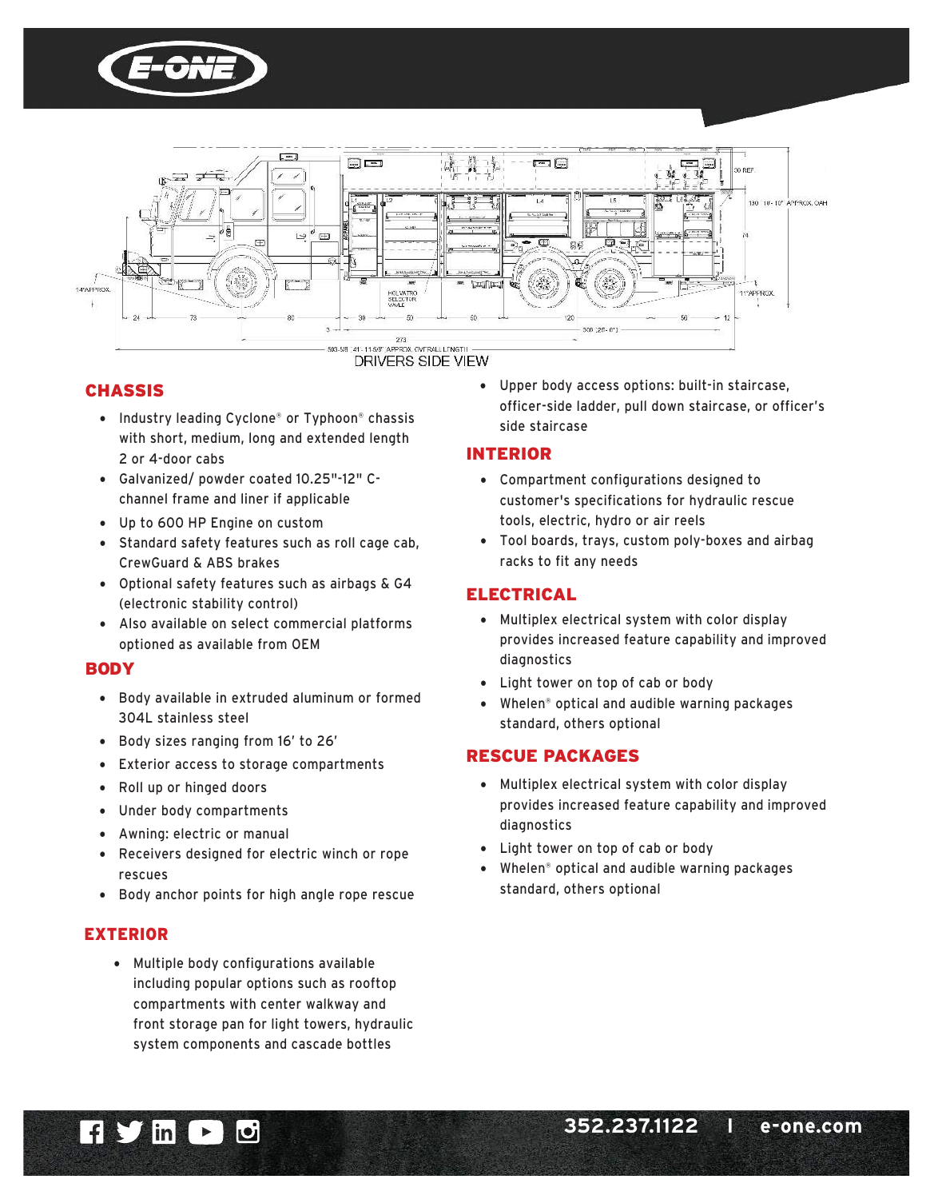DRIVERS SIDE VIEW

## CHASSIS

- Industry leading Cyclone® or Typhoon® chassis with short, medium, long and extended length 2 or 4-door cabs
- Galvanized/ powder coated 10.25"-12" C-channel frame and liner if applicable
- Up to 600 HP Engine on custom
- Standard safety features such as roll cage cab, CrewGuard & ABS brakes
- Optional safety features such as airbags & G4 (electronic stability control)
- Also available on select commercial platforms optioned as available from OEM

## BODY

- Body available in extruded aluminum or formed 304L stainless steel
- Body sizes ranging from 16' to 26'
- Exterior access to storage compartments
- Roll up or hinged doors
- Under body compartments
- Awning: electric or manual
- Receivers designed for electric winch or rope rescues
- Body anchor points for high angle rope rescue

## EXTERIOR

- Multiple body configurations available including popular options such as rooftop compartments with center walkway and front storage pan for light towers, hydraulic system components and cascade bottles
- Upper body access options: built-in staircase, officer-side ladder, pull down staircase, or officer's side staircase

## INTERIOR

- Compartment configurations designed to customer's specifications for hydraulic rescue tools, electric, hydro or air reels
- Tool boards, trays, custom poly-boxes and airbag racks to fit any needs

## ELECTRICAL

- Multiplex electrical system with color display provides increased feature capability and improved diagnostics
- Light tower on top of cab or body
- Whelen® optical and audible warning packages standard, others optional

## RESCUE PACKAGES

- Multiplex electrical system with color display provides increased feature capability and improved diagnostics
- Light tower on top of cab or body
- Whelen® optical and audible warning packages standard, others optional

352.237.1122 | e-one.com